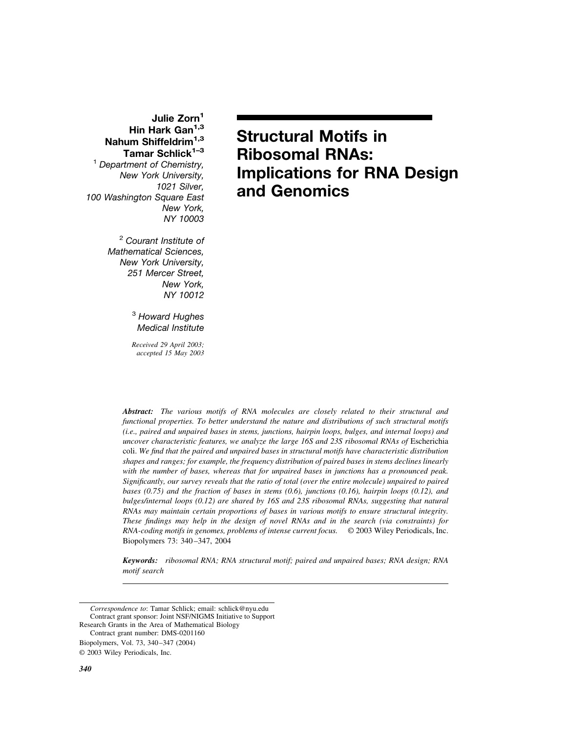# Structural Motifs in Ribosomal RNAs: Implications for RNA Design and Genomics

**Julie Zorn[1]**
**Hin Hark Gan[1,3]**
**Nahum Shiffeldrim[1,3]**
**Tamar Schlick[1–3]**

[1] *Department of Chemistry, New York University, 1021 Silver, 100 Washington Square East New York, NY 10003*

[2] *Courant Institute of Mathematical Sciences, New York University, 251 Mercer Street, New York, NY 10012*

[3] *Howard Hughes Medical Institute*

*Received 29 April 2003; accepted 15 May 2003*

***Abstract:*** *The various motifs of RNA molecules are closely related to their structural and functional properties. To better understand the nature and distributions of such structural motifs (i.e., paired and unpaired bases in stems, junctions, hairpin loops, bulges, and internal loops) and uncover characteristic features, we analyze the large 16S and 23S ribosomal RNAs of* Escherichia coli. *We find that the paired and unpaired bases in structural motifs have characteristic distribution shapes and ranges; for example, the frequency distribution of paired bases in stems declines linearly with the number of bases, whereas that for unpaired bases in junctions has a pronounced peak. Significantly, our survey reveals that the ratio of total (over the entire molecule) unpaired to paired bases (0.75) and the fraction of bases in stems (0.6), junctions (0.16), hairpin loops (0.12), and bulges/internal loops (0.12) are shared by 16S and 23S ribosomal RNAs, suggesting that natural RNAs may maintain certain proportions of bases in various motifs to ensure structural integrity. These findings may help in the design of novel RNAs and in the search (via constraints) for RNA-coding motifs in genomes, problems of intense current focus.* © 2003 Wiley Periodicals, Inc. Biopolymers 73: 340–347, 2004

***Keywords:*** *ribosomal RNA; RNA structural motif; paired and unpaired bases; RNA design; RNA motif search*

---

*Correspondence to*: Tamar Schlick; email: schlick@nyu.edu

Contract grant sponsor: Joint NSF/NIGMS Initiative to Support Research Grants in the Area of Mathematical Biology

Contract grant number: DMS-0201160

Biopolymers, Vol. 73, 340–347 (2004)

© 2003 Wiley Periodicals, Inc.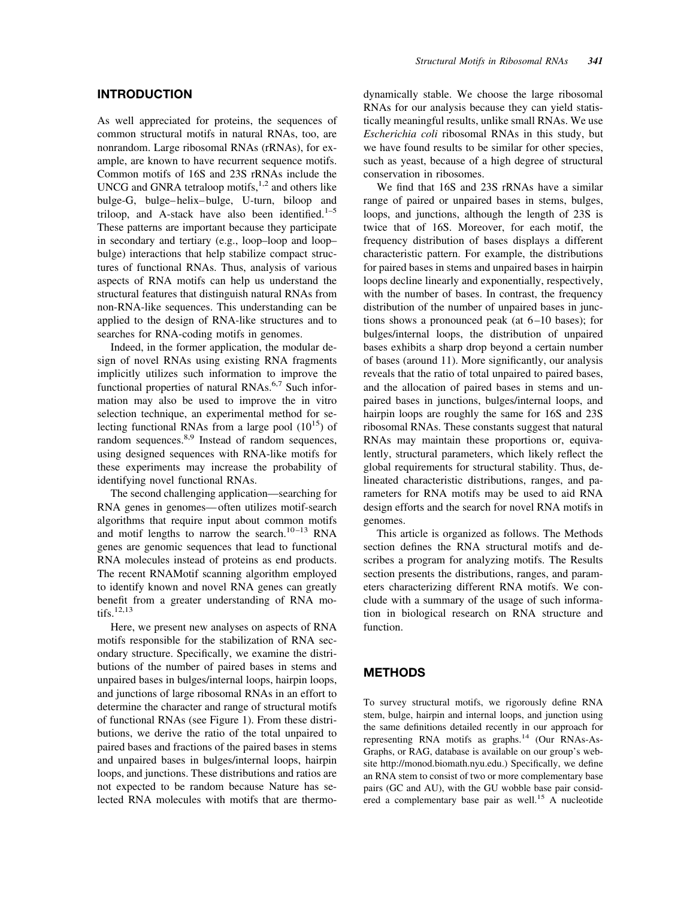## INTRODUCTION

As well appreciated for proteins, the sequences of common structural motifs in natural RNAs, too, are nonrandom. Large ribosomal RNAs (rRNAs), for example, are known to have recurrent sequence motifs. Common motifs of 16S and 23S rRNAs include the UNCG and GNRA tetraloop motifs,[1,2] and others like bulge-G, bulge–helix–bulge, U-turn, biloop and triloop, and A-stack have also been identified.[1–5] These patterns are important because they participate in secondary and tertiary (e.g., loop–loop and loop–bulge) interactions that help stabilize compact structures of functional RNAs. Thus, analysis of various aspects of RNA motifs can help us understand the structural features that distinguish natural RNAs from non-RNA-like sequences. This understanding can be applied to the design of RNA-like structures and to searches for RNA-coding motifs in genomes.

Indeed, in the former application, the modular design of novel RNAs using existing RNA fragments implicitly utilizes such information to improve the functional properties of natural RNAs.[6,7] Such information may also be used to improve the in vitro selection technique, an experimental method for selecting functional RNAs from a large pool ($10^{15}$) of random sequences.[8,9] Instead of random sequences, using designed sequences with RNA-like motifs for these experiments may increase the probability of identifying novel functional RNAs.

The second challenging application—searching for RNA genes in genomes—often utilizes motif-search algorithms that require input about common motifs and motif lengths to narrow the search.[10–13] RNA genes are genomic sequences that lead to functional RNA molecules instead of proteins as end products. The recent RNAMotif scanning algorithm employed to identify known and novel RNA genes can greatly benefit from a greater understanding of RNA motifs.[12,13]

Here, we present new analyses on aspects of RNA motifs responsible for the stabilization of RNA secondary structure. Specifically, we examine the distributions of the number of paired bases in stems and unpaired bases in bulges/internal loops, hairpin loops, and junctions of large ribosomal RNAs in an effort to determine the character and range of structural motifs of functional RNAs (see Figure 1). From these distributions, we derive the ratio of the total unpaired to paired bases and fractions of the paired bases in stems and unpaired bases in bulges/internal loops, hairpin loops, and junctions. These distributions and ratios are not expected to be random because Nature has selected RNA molecules with motifs that are thermodynamically stable. We choose the large ribosomal RNAs for our analysis because they can yield statistically meaningful results, unlike small RNAs. We use *Escherichia coli* ribosomal RNAs in this study, but we have found results to be similar for other species, such as yeast, because of a high degree of structural conservation in ribosomes.

We find that 16S and 23S rRNAs have a similar range of paired or unpaired bases in stems, bulges, loops, and junctions, although the length of 23S is twice that of 16S. Moreover, for each motif, the frequency distribution of bases displays a different characteristic pattern. For example, the distributions for paired bases in stems and unpaired bases in hairpin loops decline linearly and exponentially, respectively, with the number of bases. In contrast, the frequency distribution of the number of unpaired bases in junctions shows a pronounced peak (at 6–10 bases); for bulges/internal loops, the distribution of unpaired bases exhibits a sharp drop beyond a certain number of bases (around 11). More significantly, our analysis reveals that the ratio of total unpaired to paired bases, and the allocation of paired bases in stems and unpaired bases in junctions, bulges/internal loops, and hairpin loops are roughly the same for 16S and 23S ribosomal RNAs. These constants suggest that natural RNAs may maintain these proportions or, equivalently, structural parameters, which likely reflect the global requirements for structural stability. Thus, delineated characteristic distributions, ranges, and parameters for RNA motifs may be used to aid RNA design efforts and the search for novel RNA motifs in genomes.

This article is organized as follows. The Methods section defines the RNA structural motifs and describes a program for analyzing motifs. The Results section presents the distributions, ranges, and parameters characterizing different RNA motifs. We conclude with a summary of the usage of such information in biological research on RNA structure and function.

## METHODS

To survey structural motifs, we rigorously define RNA stem, bulge, hairpin and internal loops, and junction using the same definitions detailed recently in our approach for representing RNA motifs as graphs.[14] (Our RNAs-As-Graphs, or RAG, database is available on our group's website http://monod.biomath.nyu.edu.) Specifically, we define an RNA stem to consist of two or more complementary base pairs (GC and AU), with the GU wobble base pair considered a complementary base pair as well.[15] A nucleotide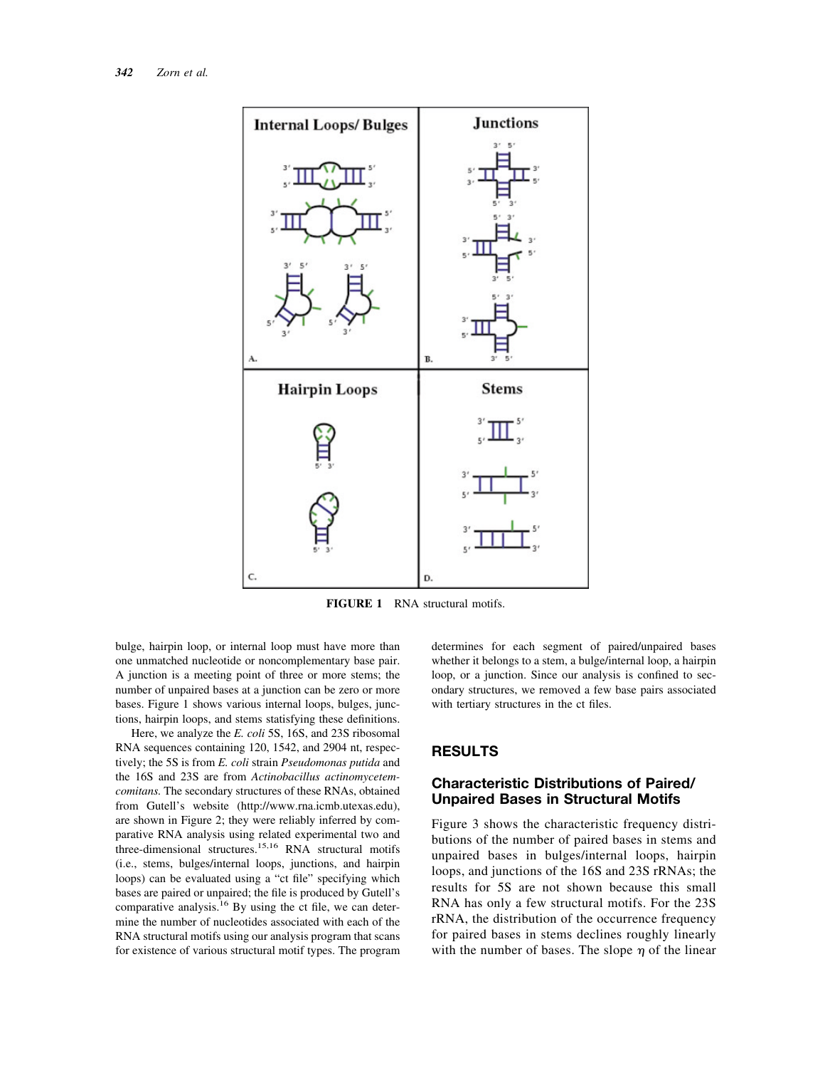FIGURE 1 RNA structural motifs.

bulge, hairpin loop, or internal loop must have more than one unmatched nucleotide or noncomplementary base pair. A junction is a meeting point of three or more stems; the number of unpaired bases at a junction can be zero or more bases. Figure 1 shows various internal loops, bulges, junctions, hairpin loops, and stems statisfying these definitions.

Here, we analyze the *E. coli* 5S, 16S, and 23S ribosomal RNA sequences containing 120, 1542, and 2904 nt, respectively; the 5S is from *E. coli* strain *Pseudomonas putida* and the 16S and 23S are from *Actinobacillus actinomycetemcomitans.* The secondary structures of these RNAs, obtained from Gutell's website (http://www.rna.icmb.utexas.edu), are shown in Figure 2; they were reliably inferred by comparative RNA analysis using related experimental two and three-dimensional structures.[15,16] RNA structural motifs (i.e., stems, bulges/internal loops, junctions, and hairpin loops) can be evaluated using a "ct file" specifying which bases are paired or unpaired; the file is produced by Gutell's comparative analysis.[16] By using the ct file, we can determine the number of nucleotides associated with each of the RNA structural motifs using our analysis program that scans for existence of various structural motif types. The program determines for each segment of paired/unpaired bases whether it belongs to a stem, a bulge/internal loop, a hairpin loop, or a junction. Since our analysis is confined to secondary structures, we removed a few base pairs associated with tertiary structures in the ct files.

## RESULTS

### Characteristic Distributions of Paired/Unpaired Bases in Structural Motifs

Figure 3 shows the characteristic frequency distributions of the number of paired bases in stems and unpaired bases in bulges/internal loops, hairpin loops, and junctions of the 16S and 23S rRNAs; the results for 5S are not shown because this small RNA has only a few structural motifs. For the 23S rRNA, the distribution of the occurrence frequency for paired bases in stems declines roughly linearly with the number of bases. The slope $\eta$ of the linear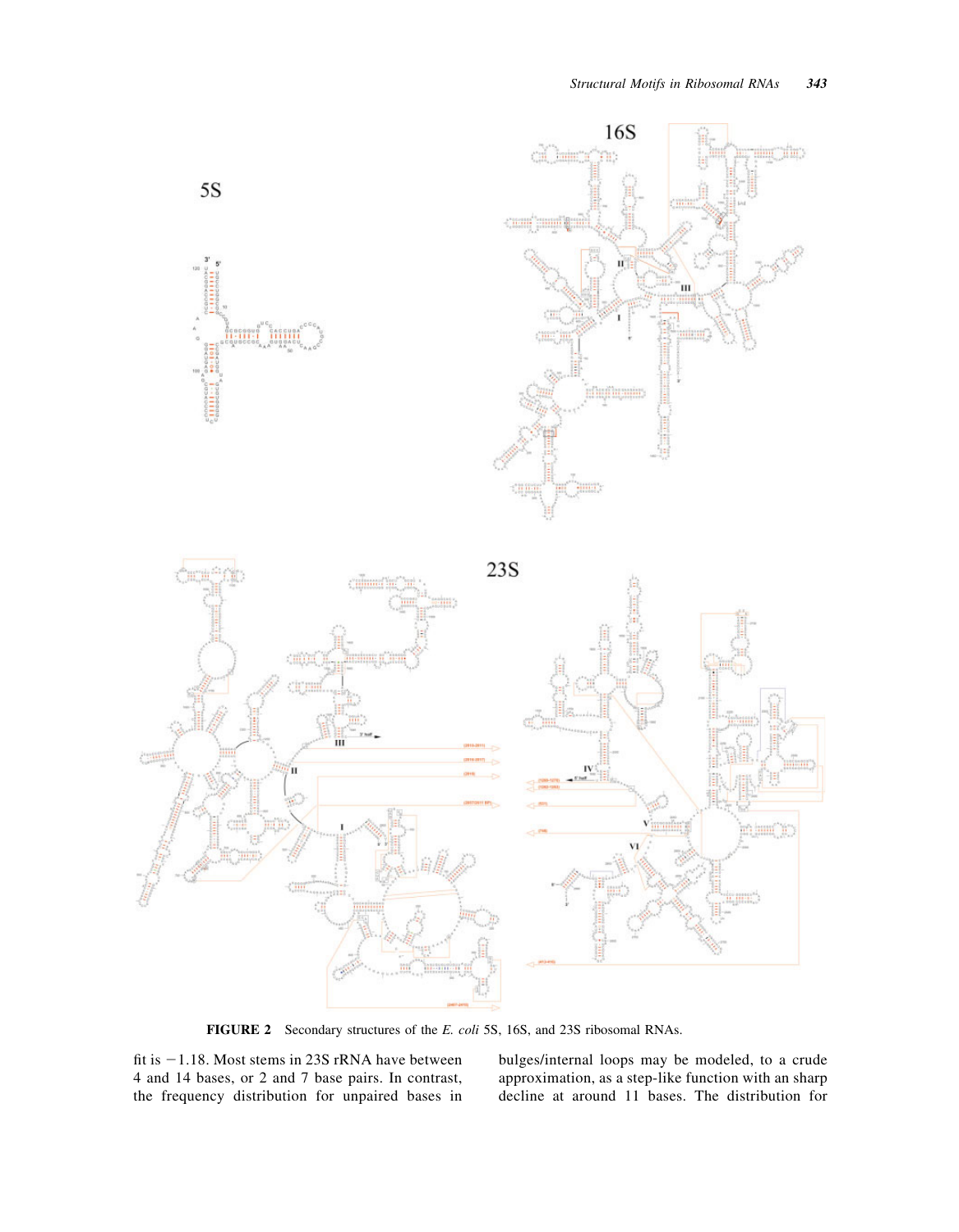FIGURE 2 Secondary structures of the *E. coli* 5S, 16S, and 23S ribosomal RNAs.

fit is −1.18. Most stems in 23S rRNA have between 4 and 14 bases, or 2 and 7 base pairs. In contrast, the frequency distribution for unpaired bases in bulges/internal loops may be modeled, to a crude approximation, as a step-like function with an sharp decline at around 11 bases. The distribution for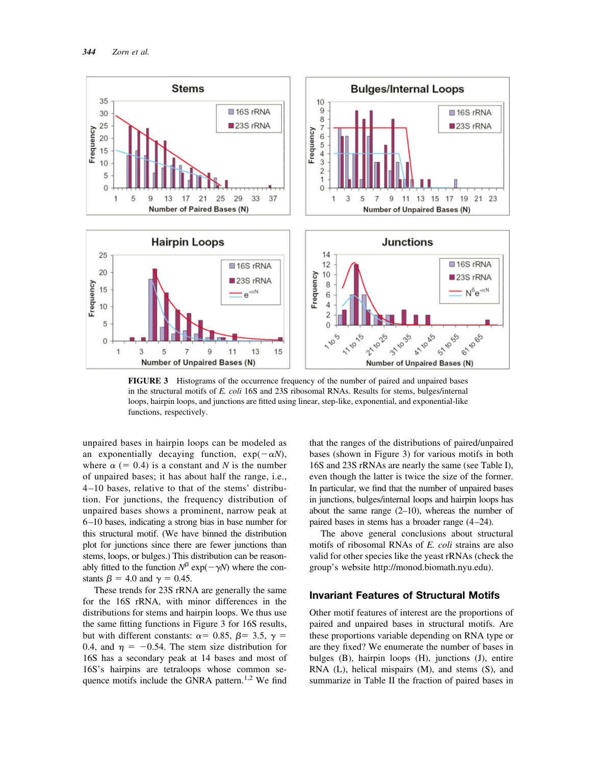FIGURE 3 Histograms of the occurrence frequency of the number of paired and unpaired bases in the structural motifs of *E. coli* 16S and 23S ribosomal RNAs. Results for stems, bulges/internal loops, hairpin loops, and junctions are fitted using linear, step-like, exponential, and exponential-like functions, respectively.

unpaired bases in hairpin loops can be modeled as an exponentially decaying function, $\exp(-\alpha N)$, where $\alpha$ (= 0.4) is a constant and $N$ is the number of unpaired bases; it has about half the range, i.e., 4–10 bases, relative to that of the stems' distribution. For junctions, the frequency distribution of unpaired bases shows a prominent, narrow peak at 6–10 bases, indicating a strong bias in base number for this structural motif. (We have binned the distribution plot for junctions since there are fewer junctions than stems, loops, or bulges.) This distribution can be reasonably fitted to the function $N^{\beta} \exp(-\gamma N)$ where the constants $\beta = 4.0$ and $\gamma = 0.45$.

These trends for 23S rRNA are generally the same for the 16S rRNA, with minor differences in the distributions for stems and hairpin loops. We thus use the same fitting functions in Figure 3 for 16S results, but with different constants: $\alpha = 0.85$, $\beta = 3.5$, $\gamma = 0.4$, and $\eta = -0.54$. The stem size distribution for 16S has a secondary peak at 14 bases and most of 16S's hairpins are tetraloops whose common sequence motifs include the GNRA pattern.[1,2] We find that the ranges of the distributions of paired/unpaired bases (shown in Figure 3) for various motifs in both 16S and 23S rRNAs are nearly the same (see Table I), even though the latter is twice the size of the former. In particular, we find that the number of unpaired bases in junctions, bulges/internal loops and hairpin loops has about the same range (2–10), whereas the number of paired bases in stems has a broader range (4–24).

The above general conclusions about structural motifs of ribosomal RNAs of *E. coli* strains are also valid for other species like the yeast rRNAs (check the group's website http://monod.biomath.nyu.edu).

## Invariant Features of Structural Motifs

Other motif features of interest are the proportions of paired and unpaired bases in structural motifs. Are these proportions variable depending on RNA type or are they fixed? We enumerate the number of bases in bulges (B), hairpin loops (H), junctions (J), entire RNA (L), helical mispairs (M), and stems (S), and summarize in Table II the fraction of paired bases in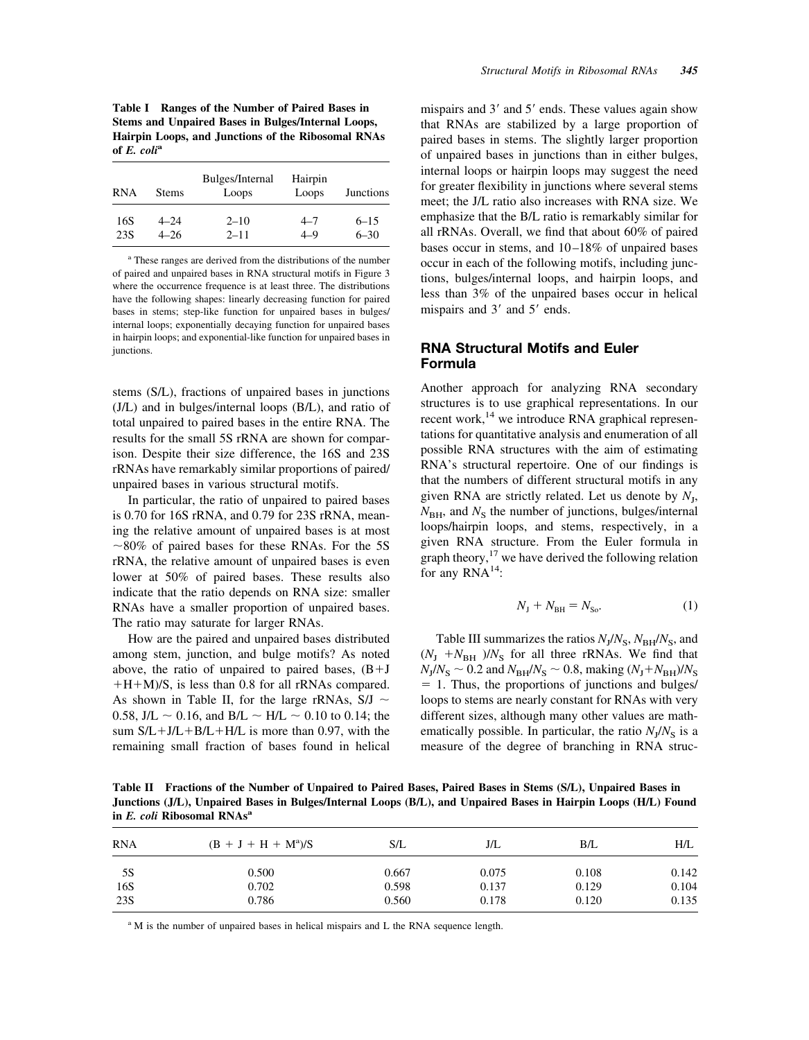**Table I Ranges of the Number of Paired Bases in Stems and Unpaired Bases in Bulges/Internal Loops, Hairpin Loops, and Junctions of the Ribosomal RNAs of *E. coli*[a]**

| RNA | Stems | Bulges/Internal Loops | Hairpin Loops | Junctions |
|---|---|---|---|---|
| 16S | 4–24 | 2–10 | 4–7 | 6–15 |
| 23S | 4–26 | 2–11 | 4–9 | 6–30 |

[a] These ranges are derived from the distributions of the number of paired and unpaired bases in RNA structural motifs in Figure 3 where the occurrence frequence is at least three. The distributions have the following shapes: linearly decreasing function for paired bases in stems; step-like function for unpaired bases in bulges/internal loops; exponentially decaying function for unpaired bases in hairpin loops; and exponential-like function for unpaired bases in junctions.

stems (S/L), fractions of unpaired bases in junctions (J/L) and in bulges/internal loops (B/L), and ratio of total unpaired to paired bases in the entire RNA. The results for the small 5S rRNA are shown for comparison. Despite their size difference, the 16S and 23S rRNAs have remarkably similar proportions of paired/unpaired bases in various structural motifs.

In particular, the ratio of unpaired to paired bases is 0.70 for 16S rRNA, and 0.79 for 23S rRNA, meaning the relative amount of unpaired bases is at most ~80% of paired bases for these RNAs. For the 5S rRNA, the relative amount of unpaired bases is even lower at 50% of paired bases. These results also indicate that the ratio depends on RNA size: smaller RNAs have a smaller proportion of unpaired bases. The ratio may saturate for larger RNAs.

How are the paired and unpaired bases distributed among stem, junction, and bulge motifs? As noted above, the ratio of unpaired to paired bases, (B+J+H+M)/S, is less than 0.8 for all rRNAs compared. As shown in Table II, for the large rRNAs, S/J ~ 0.58, J/L ~ 0.16, and B/L ~ H/L ~ 0.10 to 0.14; the sum S/L+J/L+B/L+H/L is more than 0.97, with the remaining small fraction of bases found in helical mispairs and 3′ and 5′ ends. These values again show that RNAs are stabilized by a large proportion of paired bases in stems. The slightly larger proportion of unpaired bases in junctions than in either bulges, internal loops or hairpin loops may suggest the need for greater flexibility in junctions where several stems meet; the J/L ratio also increases with RNA size. We emphasize that the B/L ratio is remarkably similar for all rRNAs. Overall, we find that about 60% of paired bases occur in stems, and 10–18% of unpaired bases occur in each of the following motifs, including junctions, bulges/internal loops, and hairpin loops, and less than 3% of the unpaired bases occur in helical mispairs and 3′ and 5′ ends.

## RNA Structural Motifs and Euler Formula

Another approach for analyzing RNA secondary structures is to use graphical representations. In our recent work,[14] we introduce RNA graphical representations for quantitative analysis and enumeration of all possible RNA structures with the aim of estimating RNA's structural repertoire. One of our findings is that the numbers of different structural motifs in any given RNA are strictly related. Let us denote by $N_J$, $N_{BH}$, and $N_S$ the number of junctions, bulges/internal loops/hairpin loops, and stems, respectively, in a given RNA structure. From the Euler formula in graph theory,[17] we have derived the following relation for any RNA[14]:

$$N_J + N_{BH} = N_{S_o}. \quad (1)$$

Table III summarizes the ratios $N_J/N_S$, $N_{BH}/N_S$, and $(N_J + N_{BH})/N_S$ for all three rRNAs. We find that $N_J/N_S \sim 0.2$ and $N_{BH}/N_S \sim 0.8$, making $(N_J+N_{BH})/N_S = 1$. Thus, the proportions of junctions and bulges/loops to stems are nearly constant for RNAs with very different sizes, although many other values are mathematically possible. In particular, the ratio $N_J/N_S$ is a measure of the degree of branching in RNA struc-

**Table II Fractions of the Number of Unpaired to Paired Bases, Paired Bases in Stems (S/L), Unpaired Bases in Junctions (J/L), Unpaired Bases in Bulges/Internal Loops (B/L), and Unpaired Bases in Hairpin Loops (H/L) Found in *E. coli* Ribosomal RNAs[a]**

| RNA | (B + J + H + M[a])/S | S/L | J/L | B/L | H/L |
|---|---|---|---|---|---|
| 5S | 0.500 | 0.667 | 0.075 | 0.108 | 0.142 |
| 16S | 0.702 | 0.598 | 0.137 | 0.129 | 0.104 |
| 23S | 0.786 | 0.560 | 0.178 | 0.120 | 0.135 |

[a] M is the number of unpaired bases in helical mispairs and L the RNA sequence length.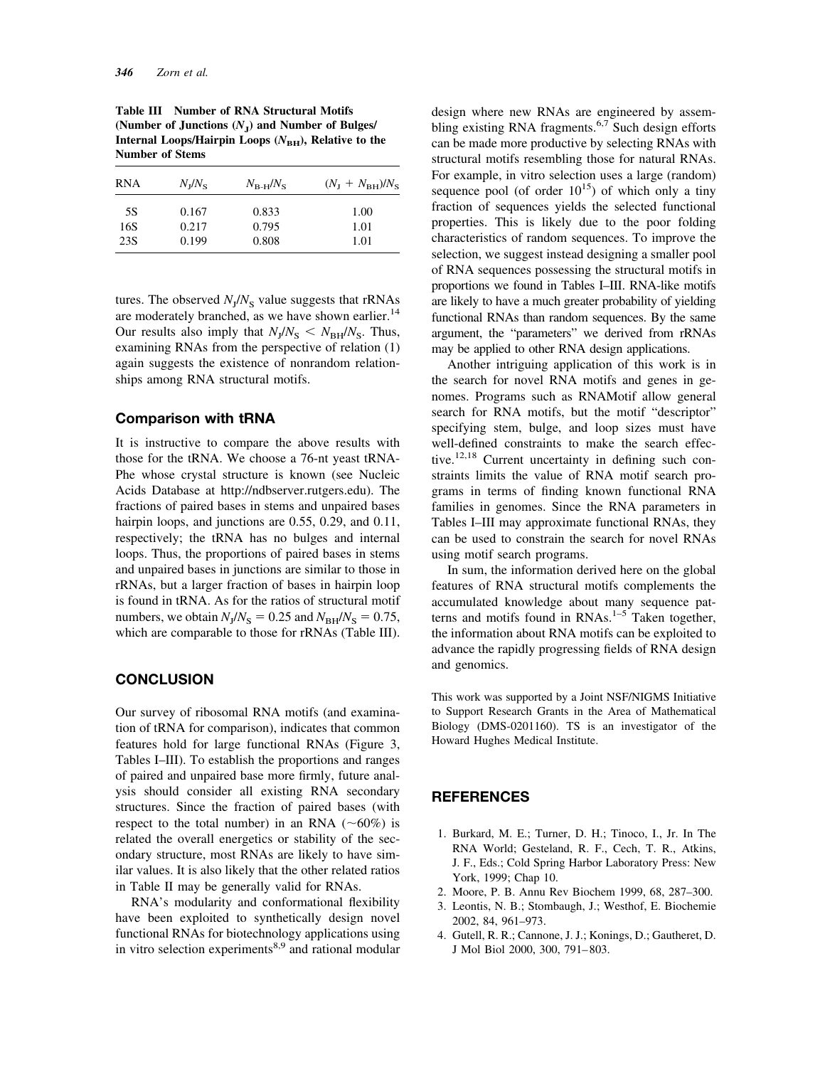**Table III Number of RNA Structural Motifs (Number of Junctions ($N_J$) and Number of Bulges/Internal Loops/Hairpin Loops ($N_{BH}$), Relative to the Number of Stems**

| RNA | $N_J/N_S$ | $N_{B\text{-}H}/N_S$ | $(N_J + N_{BH})/N_S$ |
|---|---|---|---|
| 5S | 0.167 | 0.833 | 1.00 |
| 16S | 0.217 | 0.795 | 1.01 |
| 23S | 0.199 | 0.808 | 1.01 |

tures. The observed $N_J/N_S$ value suggests that rRNAs are moderately branched, as we have shown earlier.[14] Our results also imply that $N_J/N_S < N_{BH}/N_S$. Thus, examining RNAs from the perspective of relation (1) again suggests the existence of nonrandom relationships among RNA structural motifs.

## Comparison with tRNA

It is instructive to compare the above results with those for the tRNA. We choose a 76-nt yeast tRNA-Phe whose crystal structure is known (see Nucleic Acids Database at http://ndbserver.rutgers.edu). The fractions of paired bases in stems and unpaired bases hairpin loops, and junctions are 0.55, 0.29, and 0.11, respectively; the tRNA has no bulges and internal loops. Thus, the proportions of paired bases in stems and unpaired bases in junctions are similar to those in rRNAs, but a larger fraction of bases in hairpin loop is found in tRNA. As for the ratios of structural motif numbers, we obtain $N_J/N_S = 0.25$ and $N_{BH}/N_S = 0.75$, which are comparable to those for rRNAs (Table III).

## CONCLUSION

Our survey of ribosomal RNA motifs (and examination of tRNA for comparison), indicates that common features hold for large functional RNAs (Figure 3, Tables I–III). To establish the proportions and ranges of paired and unpaired base more firmly, future analysis should consider all existing RNA secondary structures. Since the fraction of paired bases (with respect to the total number) in an RNA (~60%) is related the overall energetics or stability of the secondary structure, most RNAs are likely to have similar values. It is also likely that the other related ratios in Table II may be generally valid for RNAs.

RNA's modularity and conformational flexibility have been exploited to synthetically design novel functional RNAs for biotechnology applications using in vitro selection experiments[8,9] and rational modular design where new RNAs are engineered by assembling existing RNA fragments.[6,7] Such design efforts can be made more productive by selecting RNAs with structural motifs resembling those for natural RNAs. For example, in vitro selection uses a large (random) sequence pool (of order $10^{15}$) of which only a tiny fraction of sequences yields the selected functional properties. This is likely due to the poor folding characteristics of random sequences. To improve the selection, we suggest instead designing a smaller pool of RNA sequences possessing the structural motifs in proportions we found in Tables I–III. RNA-like motifs are likely to have a much greater probability of yielding functional RNAs than random sequences. By the same argument, the "parameters" we derived from rRNAs may be applied to other RNA design applications.

Another intriguing application of this work is in the search for novel RNA motifs and genes in genomes. Programs such as RNAMotif allow general search for RNA motifs, but the motif "descriptor" specifying stem, bulge, and loop sizes must have well-defined constraints to make the search effective.[12,18] Current uncertainty in defining such constraints limits the value of RNA motif search programs in terms of finding known functional RNA families in genomes. Since the RNA parameters in Tables I–III may approximate functional RNAs, they can be used to constrain the search for novel RNAs using motif search programs.

In sum, the information derived here on the global features of RNA structural motifs complements the accumulated knowledge about many sequence patterns and motifs found in RNAs.[1–5] Taken together, the information about RNA motifs can be exploited to advance the rapidly progressing fields of RNA design and genomics.

This work was supported by a Joint NSF/NIGMS Initiative to Support Research Grants in the Area of Mathematical Biology (DMS-0201160). TS is an investigator of the Howard Hughes Medical Institute.

## REFERENCES

1. Burkard, M. E.; Turner, D. H.; Tinoco, I., Jr. In The RNA World; Gesteland, R. F., Cech, T. R., Atkins, J. F., Eds.; Cold Spring Harbor Laboratory Press: New York, 1999; Chap 10.
2. Moore, P. B. Annu Rev Biochem 1999, 68, 287–300.
3. Leontis, N. B.; Stombaugh, J.; Westhof, E. Biochemie 2002, 84, 961–973.
4. Gutell, R. R.; Cannone, J. J.; Konings, D.; Gautheret, D. J Mol Biol 2000, 300, 791–803.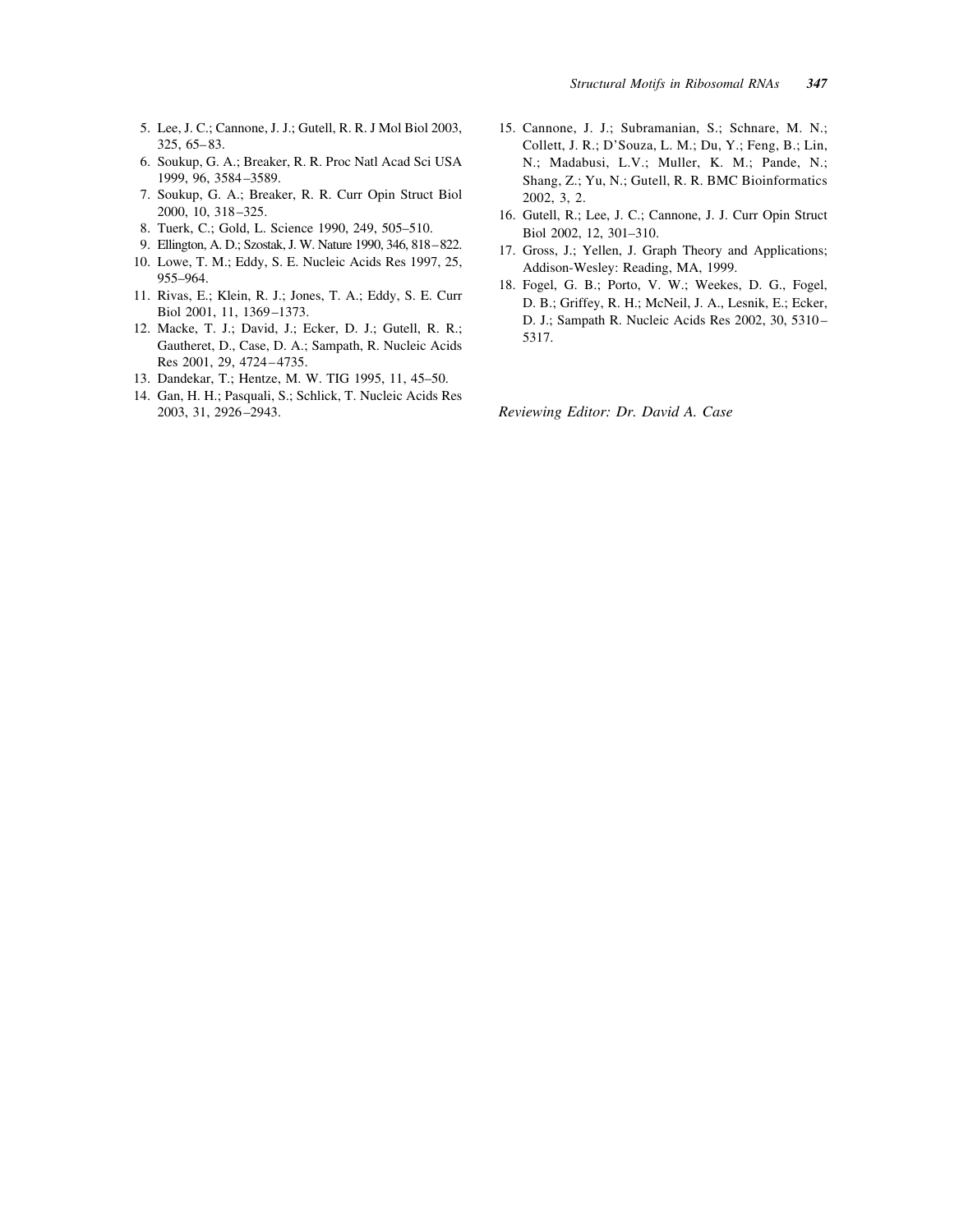5. Lee, J. C.; Cannone, J. J.; Gutell, R. R. J Mol Biol 2003, 325, 65–83.
6. Soukup, G. A.; Breaker, R. R. Proc Natl Acad Sci USA 1999, 96, 3584–3589.
7. Soukup, G. A.; Breaker, R. R. Curr Opin Struct Biol 2000, 10, 318–325.
8. Tuerk, C.; Gold, L. Science 1990, 249, 505–510.
9. Ellington, A. D.; Szostak, J. W. Nature 1990, 346, 818–822.
10. Lowe, T. M.; Eddy, S. E. Nucleic Acids Res 1997, 25, 955–964.
11. Rivas, E.; Klein, R. J.; Jones, T. A.; Eddy, S. E. Curr Biol 2001, 11, 1369–1373.
12. Macke, T. J.; David, J.; Ecker, D. J.; Gutell, R. R.; Gautheret, D., Case, D. A.; Sampath, R. Nucleic Acids Res 2001, 29, 4724–4735.
13. Dandekar, T.; Hentze, M. W. TIG 1995, 11, 45–50.
14. Gan, H. H.; Pasquali, S.; Schlick, T. Nucleic Acids Res 2003, 31, 2926–2943.
15. Cannone, J. J.; Subramanian, S.; Schnare, M. N.; Collett, J. R.; D'Souza, L. M.; Du, Y.; Feng, B.; Lin, N.; Madabusi, L.V.; Muller, K. M.; Pande, N.; Shang, Z.; Yu, N.; Gutell, R. R. BMC Bioinformatics 2002, 3, 2.
16. Gutell, R.; Lee, J. C.; Cannone, J. J. Curr Opin Struct Biol 2002, 12, 301–310.
17. Gross, J.; Yellen, J. Graph Theory and Applications; Addison-Wesley: Reading, MA, 1999.
18. Fogel, G. B.; Porto, V. W.; Weekes, D. G., Fogel, D. B.; Griffey, R. H.; McNeil, J. A., Lesnik, E.; Ecker, D. J.; Sampath R. Nucleic Acids Res 2002, 30, 5310–5317.

*Reviewing Editor: Dr. David A. Case*